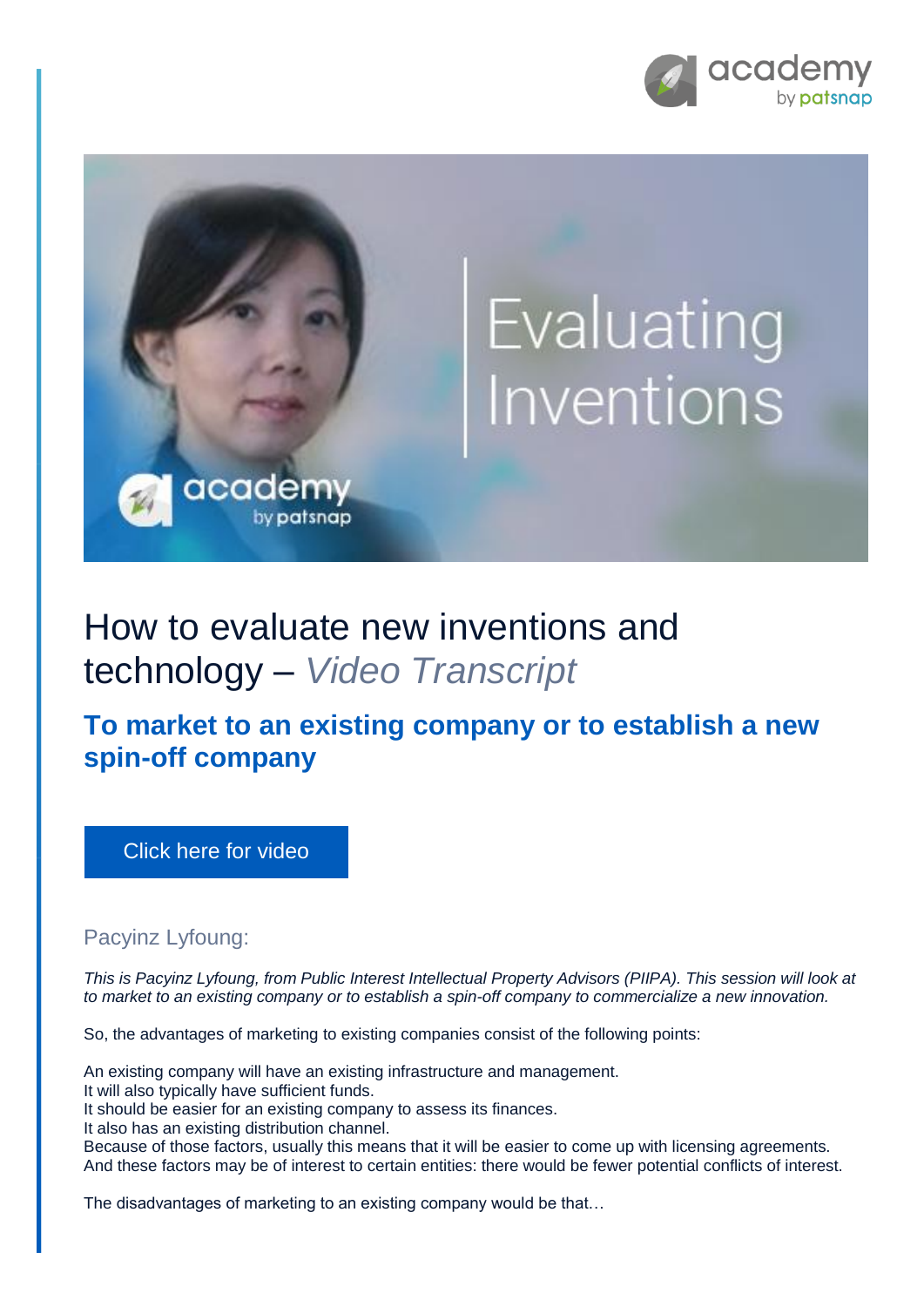# How to evaluate new inventions and technology – *Video Transcript*

## To market to an existing company or to establish a new spin-off company

Click here for video

### Pacyinz Lyfoung:

*This is Pacyinz Lyfoung, from Public Interest Intellectual Property Advisors (PIIPA). This session will look at to market to an existing company or to establish a spin-off company to commercialize a new innovation.*

So, the advantages of marketing to existing companies consist of the following points:

An existing company will have an existing infrastructure and management.
It will also typically have sufficient funds.
It should be easier for an existing company to assess its finances.
It also has an existing distribution channel.
Because of those factors, usually this means that it will be easier to come up with licensing agreements.
And these factors may be of interest to certain entities: there would be fewer potential conflicts of interest.

The disadvantages of marketing to an existing company would be that…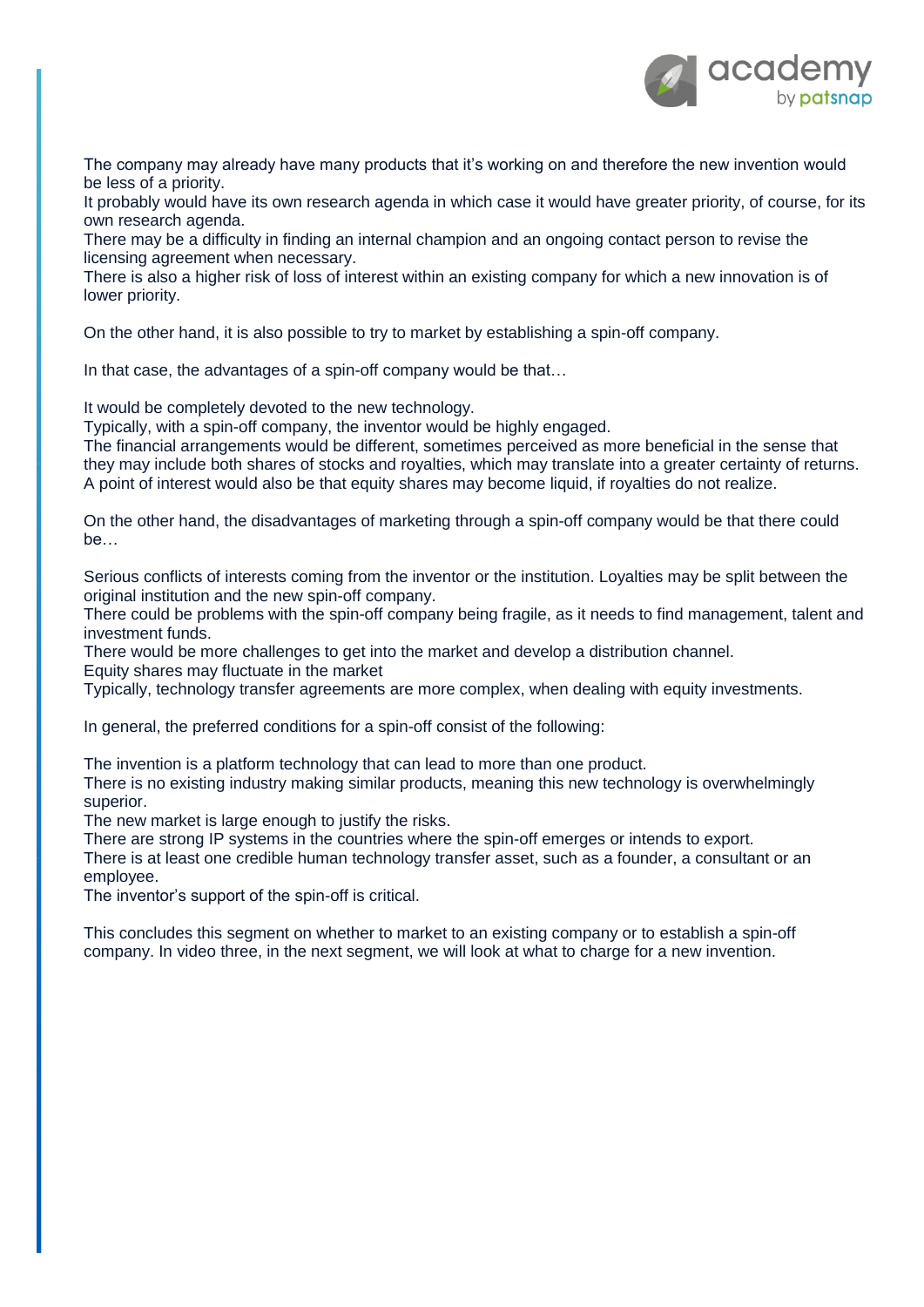The company may already have many products that it's working on and therefore the new invention would be less of a priority.
It probably would have its own research agenda in which case it would have greater priority, of course, for its own research agenda.
There may be a difficulty in finding an internal champion and an ongoing contact person to revise the licensing agreement when necessary.
There is also a higher risk of loss of interest within an existing company for which a new innovation is of lower priority.

On the other hand, it is also possible to try to market by establishing a spin-off company.

In that case, the advantages of a spin-off company would be that…

It would be completely devoted to the new technology.
Typically, with a spin-off company, the inventor would be highly engaged.
The financial arrangements would be different, sometimes perceived as more beneficial in the sense that they may include both shares of stocks and royalties, which may translate into a greater certainty of returns.
A point of interest would also be that equity shares may become liquid, if royalties do not realize.

On the other hand, the disadvantages of marketing through a spin-off company would be that there could be…

Serious conflicts of interests coming from the inventor or the institution. Loyalties may be split between the original institution and the new spin-off company.
There could be problems with the spin-off company being fragile, as it needs to find management, talent and investment funds.
There would be more challenges to get into the market and develop a distribution channel.
Equity shares may fluctuate in the market
Typically, technology transfer agreements are more complex, when dealing with equity investments.

In general, the preferred conditions for a spin-off consist of the following:

The invention is a platform technology that can lead to more than one product.
There is no existing industry making similar products, meaning this new technology is overwhelmingly superior.
The new market is large enough to justify the risks.
There are strong IP systems in the countries where the spin-off emerges or intends to export.
There is at least one credible human technology transfer asset, such as a founder, a consultant or an employee.
The inventor's support of the spin-off is critical.

This concludes this segment on whether to market to an existing company or to establish a spin-off company. In video three, in the next segment, we will look at what to charge for a new invention.